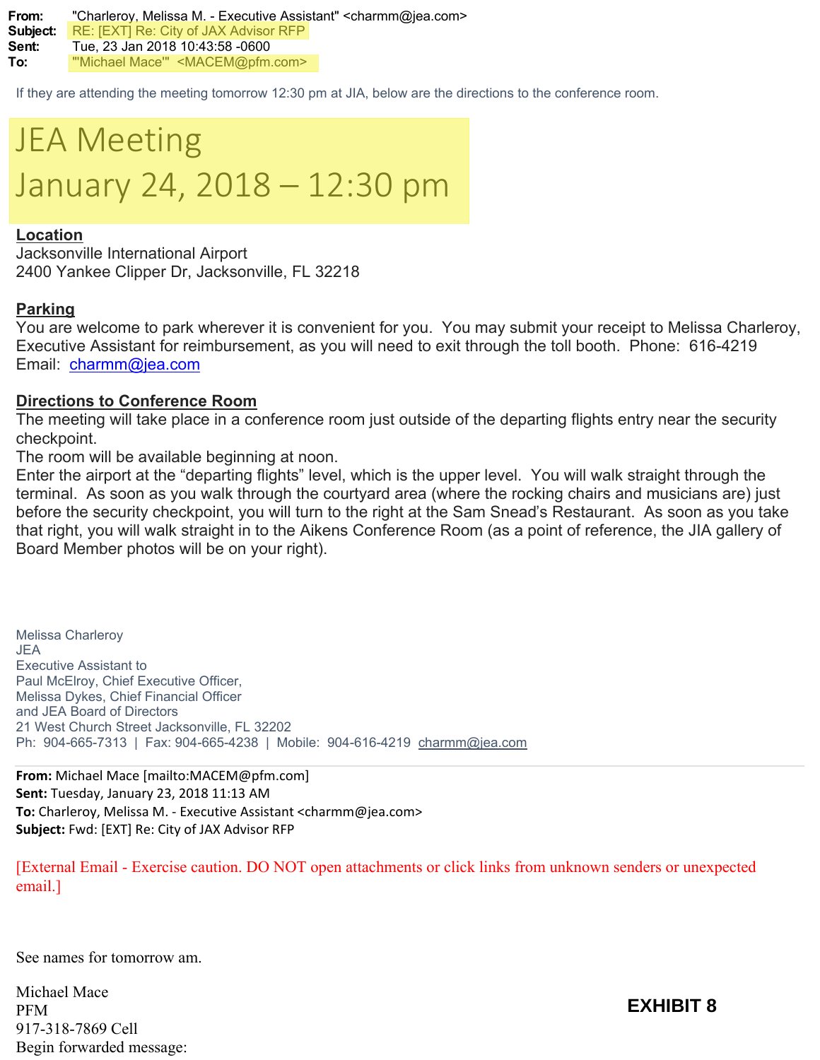**From:** "Charleroy, Melissa M. - Executive Assistant" <charmm@jea.com>
**Subject:** RE: [EXT] Re: City of JAX Advisor RFP
**Sent:** Tue, 23 Jan 2018 10:43:58 -0600
**To:** "'Michael Mace'" <MACEM@pfm.com>

If they are attending the meeting tomorrow 12:30 pm at JIA, below are the directions to the conference room.

# JEA Meeting
# January 24, 2018 – 12:30 pm

**Location**
Jacksonville International Airport
2400 Yankee Clipper Dr, Jacksonville, FL 32218

**Parking**
You are welcome to park wherever it is convenient for you. You may submit your receipt to Melissa Charleroy, Executive Assistant for reimbursement, as you will need to exit through the toll booth. Phone: 616-4219
Email: charmm@jea.com

**Directions to Conference Room**
The meeting will take place in a conference room just outside of the departing flights entry near the security checkpoint.
The room will be available beginning at noon.
Enter the airport at the "departing flights" level, which is the upper level. You will walk straight through the terminal. As soon as you walk through the courtyard area (where the rocking chairs and musicians are) just before the security checkpoint, you will turn to the right at the Sam Snead's Restaurant. As soon as you take that right, you will walk straight in to the Aikens Conference Room (as a point of reference, the JIA gallery of Board Member photos will be on your right).

Melissa Charleroy
JEA
Executive Assistant to
Paul McElroy, Chief Executive Officer,
Melissa Dykes, Chief Financial Officer
and JEA Board of Directors
21 West Church Street Jacksonville, FL 32202
Ph: 904-665-7313 | Fax: 904-665-4238 | Mobile: 904-616-4219 charmm@jea.com

---

**From:** Michael Mace [mailto:MACEM@pfm.com]
**Sent:** Tuesday, January 23, 2018 11:13 AM
**To:** Charleroy, Melissa M. - Executive Assistant <charmm@jea.com>
**Subject:** Fwd: [EXT] Re: City of JAX Advisor RFP

[External Email - Exercise caution. DO NOT open attachments or click links from unknown senders or unexpected email.]

See names for tomorrow am.

Michael Mace
PFM
917-318-7869 Cell
Begin forwarded message:

**EXHIBIT 8**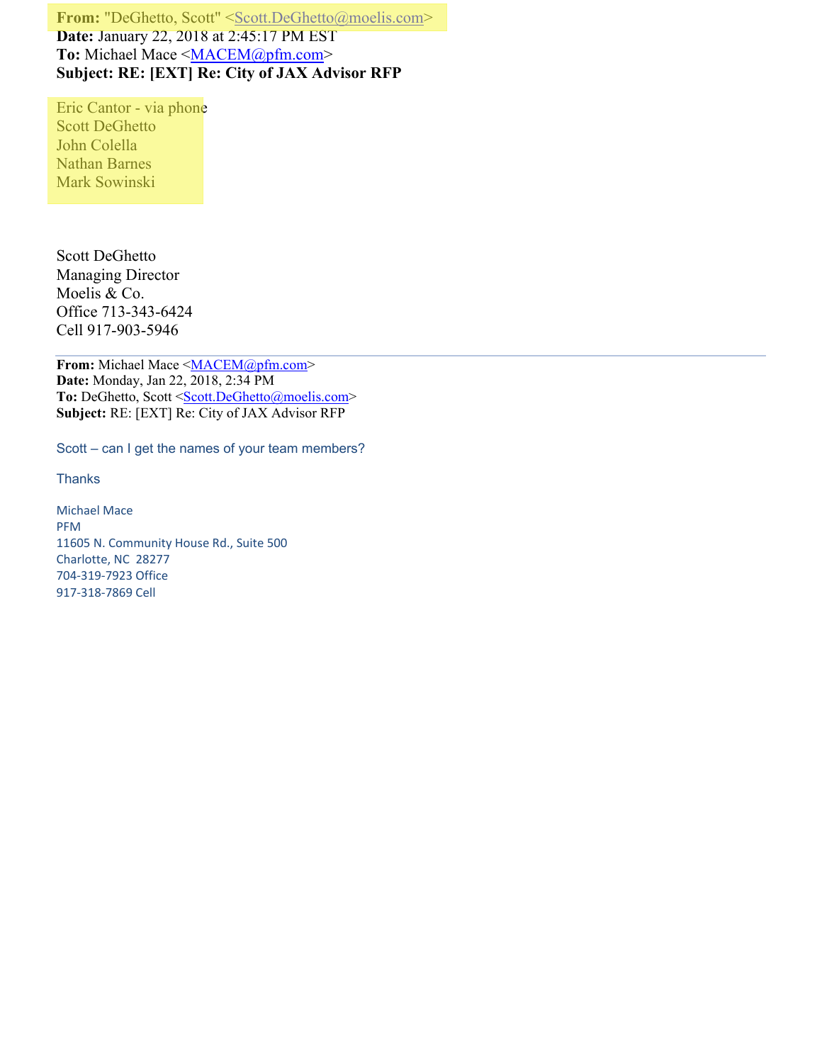**From:** "DeGhetto, Scott" <Scott.DeGhetto@moelis.com>
**Date:** January 22, 2018 at 2:45:17 PM EST
**To:** Michael Mace <MACEM@pfm.com>
**Subject: RE: [EXT] Re: City of JAX Advisor RFP**

Eric Cantor - via phone
Scott DeGhetto
John Colella
Nathan Barnes
Mark Sowinski

Scott DeGhetto
Managing Director
Moelis & Co.
Office 713-343-6424
Cell 917-903-5946

---

**From:** Michael Mace <MACEM@pfm.com>
**Date:** Monday, Jan 22, 2018, 2:34 PM
**To:** DeGhetto, Scott <Scott.DeGhetto@moelis.com>
**Subject:** RE: [EXT] Re: City of JAX Advisor RFP

Scott – can I get the names of your team members?

Thanks

Michael Mace
PFM
11605 N. Community House Rd., Suite 500
Charlotte, NC 28277
704-319-7923 Office
917-318-7869 Cell